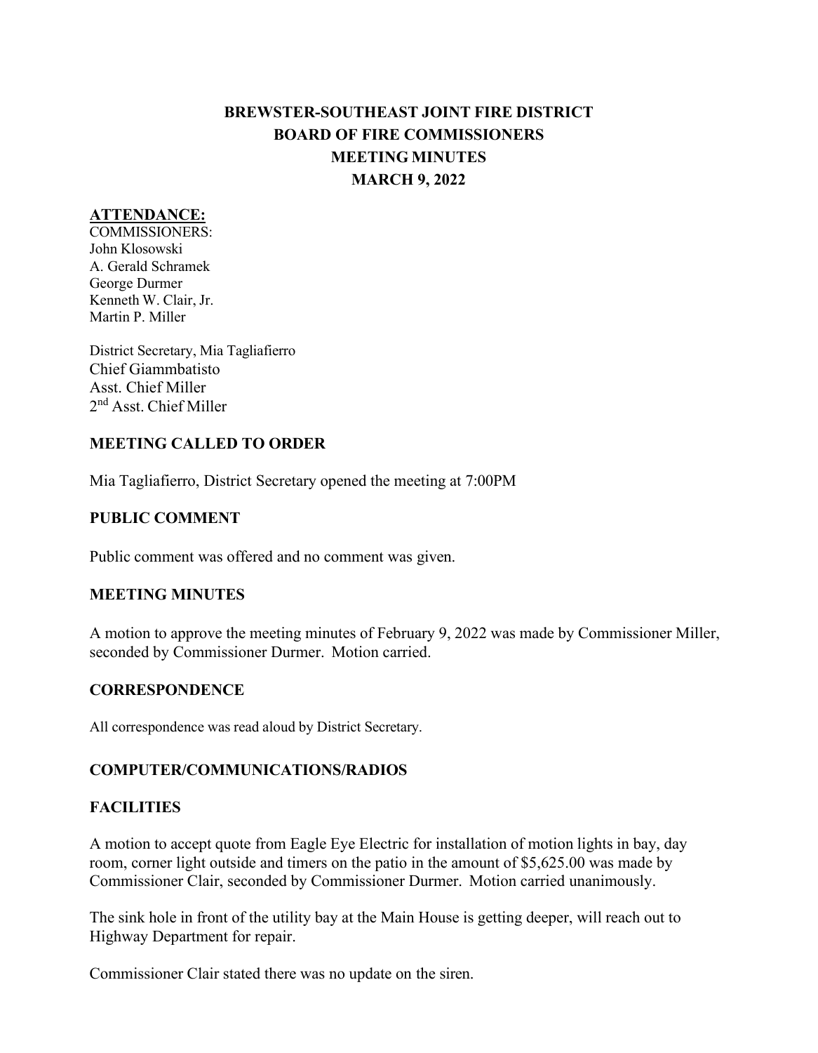# BREWSTER-SOUTHEAST JOINT FIRE DISTRICT
# BOARD OF FIRE COMMISSIONERS
# MEETING MINUTES
# MARCH 9, 2022

**ATTENDANCE:**

COMMISSIONERS:
John Klosowski
A. Gerald Schramek
George Durmer
Kenneth W. Clair, Jr.
Martin P. Miller

District Secretary, Mia Tagliafierro
Chief Giammbatisto
Asst. Chief Miller
2nd Asst. Chief Miller

## MEETING CALLED TO ORDER

Mia Tagliafierro, District Secretary opened the meeting at 7:00PM

## PUBLIC COMMENT

Public comment was offered and no comment was given.

## MEETING MINUTES

A motion to approve the meeting minutes of February 9, 2022 was made by Commissioner Miller, seconded by Commissioner Durmer. Motion carried.

## CORRESPONDENCE

All correspondence was read aloud by District Secretary.

## COMPUTER/COMMUNICATIONS/RADIOS

## FACILITIES

A motion to accept quote from Eagle Eye Electric for installation of motion lights in bay, day room, corner light outside and timers on the patio in the amount of $5,625.00 was made by Commissioner Clair, seconded by Commissioner Durmer. Motion carried unanimously.

The sink hole in front of the utility bay at the Main House is getting deeper, will reach out to Highway Department for repair.

Commissioner Clair stated there was no update on the siren.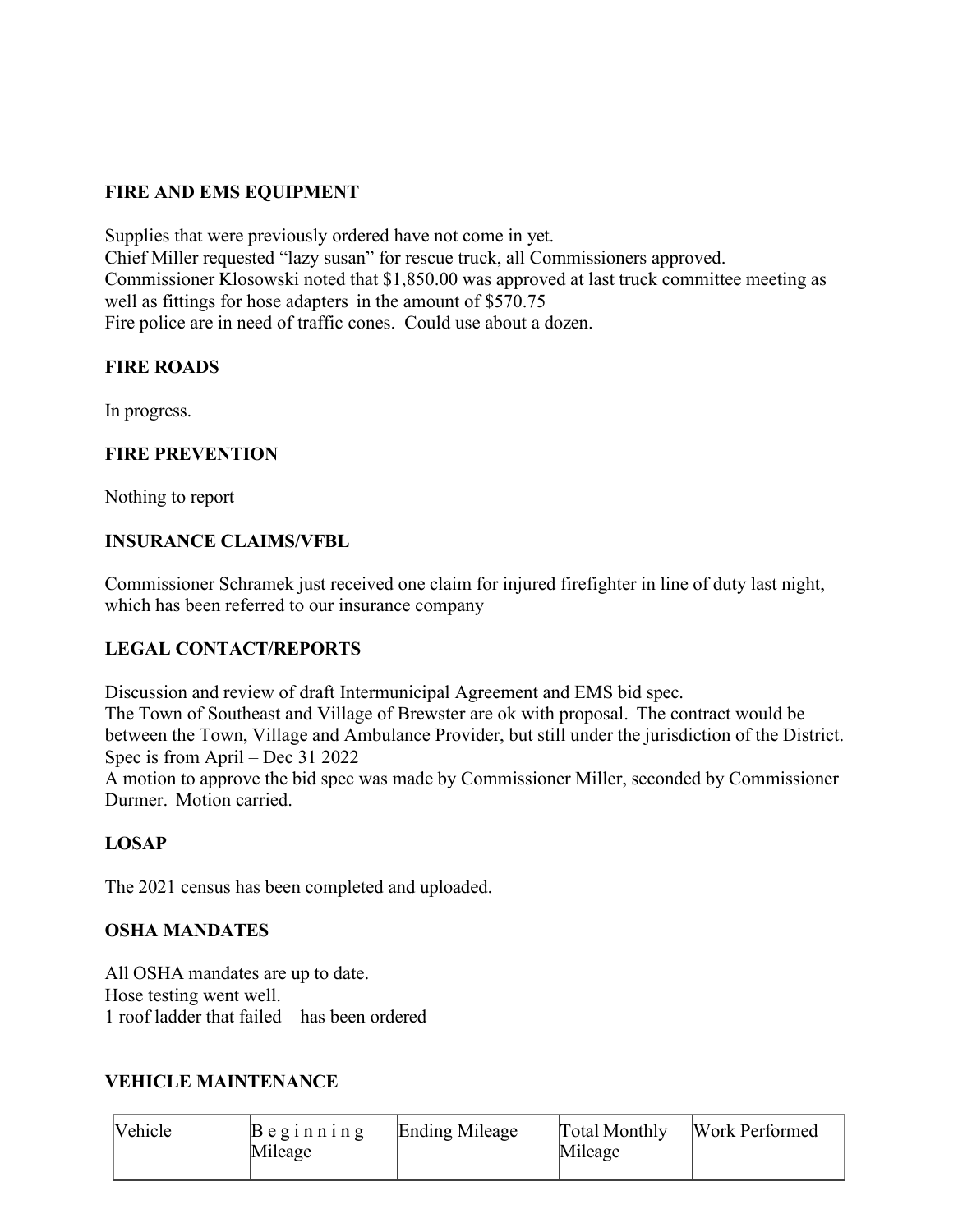**FIRE AND EMS EQUIPMENT**

Supplies that were previously ordered have not come in yet.
Chief Miller requested "lazy susan" for rescue truck, all Commissioners approved.
Commissioner Klosowski noted that $1,850.00 was approved at last truck committee meeting as well as fittings for hose adapters in the amount of $570.75
Fire police are in need of traffic cones. Could use about a dozen.

**FIRE ROADS**

In progress.

**FIRE PREVENTION**

Nothing to report

**INSURANCE CLAIMS/VFBL**

Commissioner Schramek just received one claim for injured firefighter in line of duty last night, which has been referred to our insurance company

**LEGAL CONTACT/REPORTS**

Discussion and review of draft Intermunicipal Agreement and EMS bid spec.
The Town of Southeast and Village of Brewster are ok with proposal. The contract would be between the Town, Village and Ambulance Provider, but still under the jurisdiction of the District.
Spec is from April – Dec 31 2022
A motion to approve the bid spec was made by Commissioner Miller, seconded by Commissioner Durmer. Motion carried.

**LOSAP**

The 2021 census has been completed and uploaded.

**OSHA MANDATES**

All OSHA mandates are up to date.
Hose testing went well.
1 roof ladder that failed – has been ordered

**VEHICLE MAINTENANCE**

| Vehicle | Beginning Mileage | Ending Mileage | Total Monthly Mileage | Work Performed |
|---|---|---|---|---|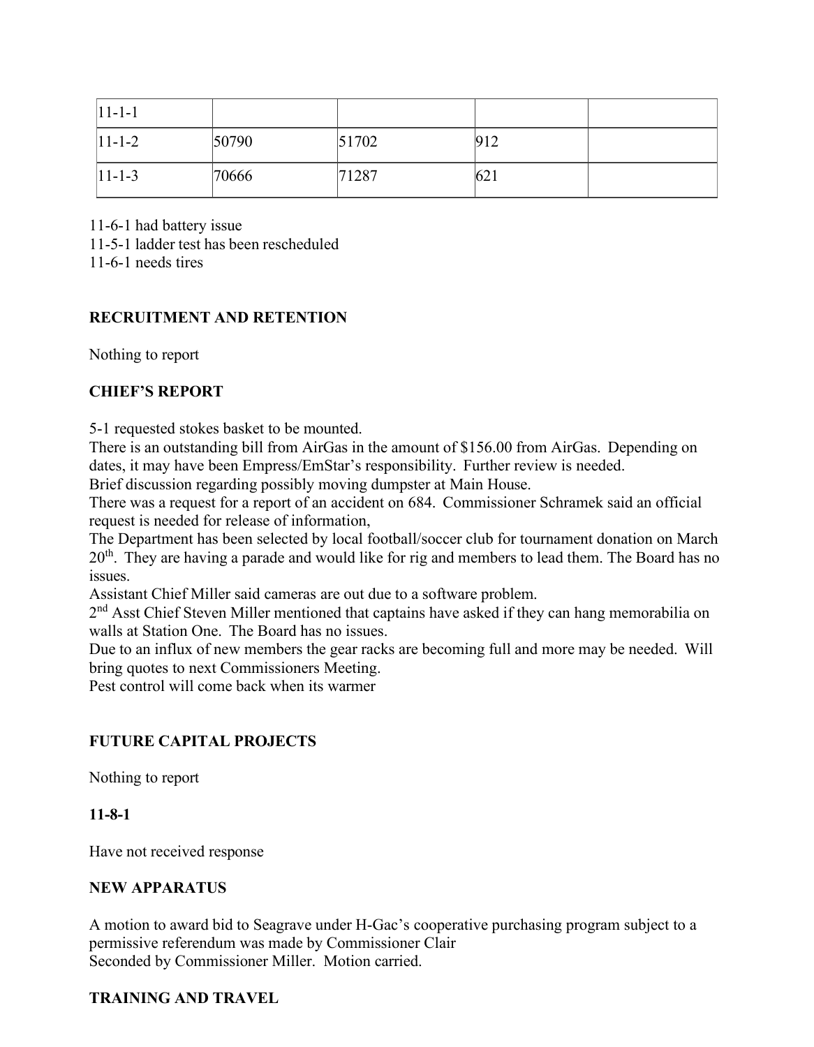| | | | | |
|---|---|---|---|---|
| 11-1-1 | | | | |
| 11-1-2 | 50790 | 51702 | 912 | |
| 11-1-3 | 70666 | 71287 | 621 | |

11-6-1 had battery issue
11-5-1 ladder test has been rescheduled
11-6-1 needs tires

**RECRUITMENT AND RETENTION**

Nothing to report

**CHIEF'S REPORT**

5-1 requested stokes basket to be mounted.
There is an outstanding bill from AirGas in the amount of $156.00 from AirGas. Depending on dates, it may have been Empress/EmStar's responsibility. Further review is needed.
Brief discussion regarding possibly moving dumpster at Main House.
There was a request for a report of an accident on 684. Commissioner Schramek said an official request is needed for release of information,
The Department has been selected by local football/soccer club for tournament donation on March 20th. They are having a parade and would like for rig and members to lead them. The Board has no issues.
Assistant Chief Miller said cameras are out due to a software problem.
2nd Asst Chief Steven Miller mentioned that captains have asked if they can hang memorabilia on walls at Station One. The Board has no issues.
Due to an influx of new members the gear racks are becoming full and more may be needed. Will bring quotes to next Commissioners Meeting.
Pest control will come back when its warmer

**FUTURE CAPITAL PROJECTS**

Nothing to report

**11-8-1**

Have not received response

**NEW APPARATUS**

A motion to award bid to Seagrave under H-Gac's cooperative purchasing program subject to a permissive referendum was made by Commissioner Clair
Seconded by Commissioner Miller. Motion carried.

**TRAINING AND TRAVEL**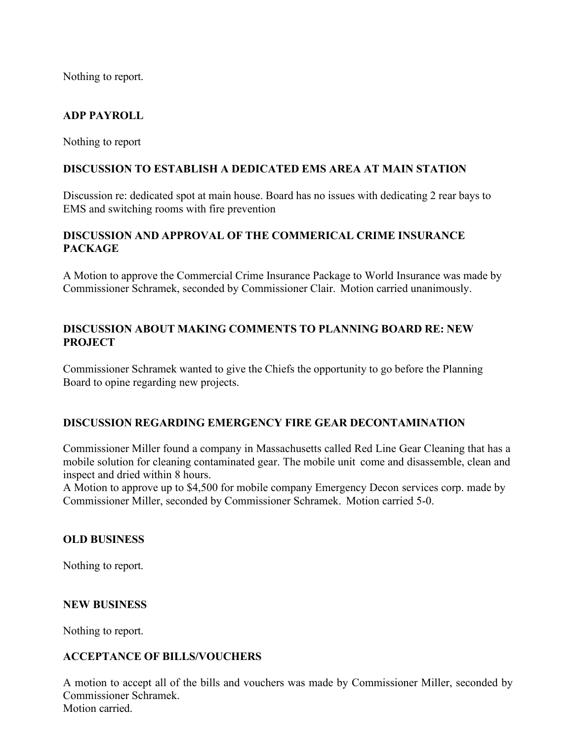Nothing to report.

**ADP PAYROLL**

Nothing to report

**DISCUSSION TO ESTABLISH A DEDICATED EMS AREA AT MAIN STATION**

Discussion re: dedicated spot at main house. Board has no issues with dedicating 2 rear bays to EMS and switching rooms with fire prevention

**DISCUSSION AND APPROVAL OF THE COMMERICAL CRIME INSURANCE PACKAGE**

A Motion to approve the Commercial Crime Insurance Package to World Insurance was made by Commissioner Schramek, seconded by Commissioner Clair. Motion carried unanimously.

**DISCUSSION ABOUT MAKING COMMENTS TO PLANNING BOARD RE: NEW PROJECT**

Commissioner Schramek wanted to give the Chiefs the opportunity to go before the Planning Board to opine regarding new projects.

**DISCUSSION REGARDING EMERGENCY FIRE GEAR DECONTAMINATION**

Commissioner Miller found a company in Massachusetts called Red Line Gear Cleaning that has a mobile solution for cleaning contaminated gear. The mobile unit come and disassemble, clean and inspect and dried within 8 hours.
A Motion to approve up to $4,500 for mobile company Emergency Decon services corp. made by Commissioner Miller, seconded by Commissioner Schramek. Motion carried 5-0.

**OLD BUSINESS**

Nothing to report.

**NEW BUSINESS**

Nothing to report.

**ACCEPTANCE OF BILLS/VOUCHERS**

A motion to accept all of the bills and vouchers was made by Commissioner Miller, seconded by Commissioner Schramek.
Motion carried.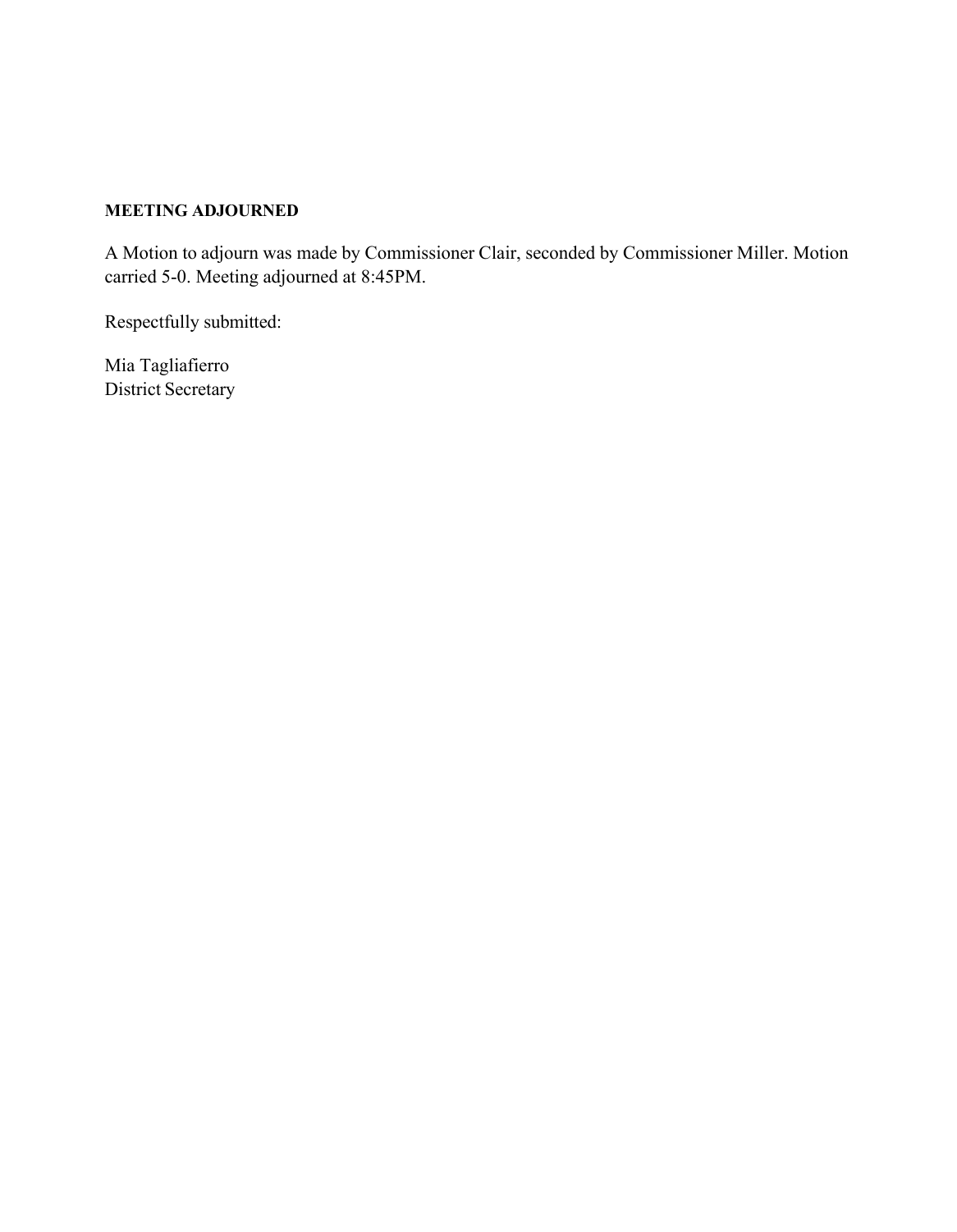**MEETING ADJOURNED**

A Motion to adjourn was made by Commissioner Clair, seconded by Commissioner Miller. Motion carried 5-0. Meeting adjourned at 8:45PM.

Respectfully submitted:

Mia Tagliafierro
District Secretary